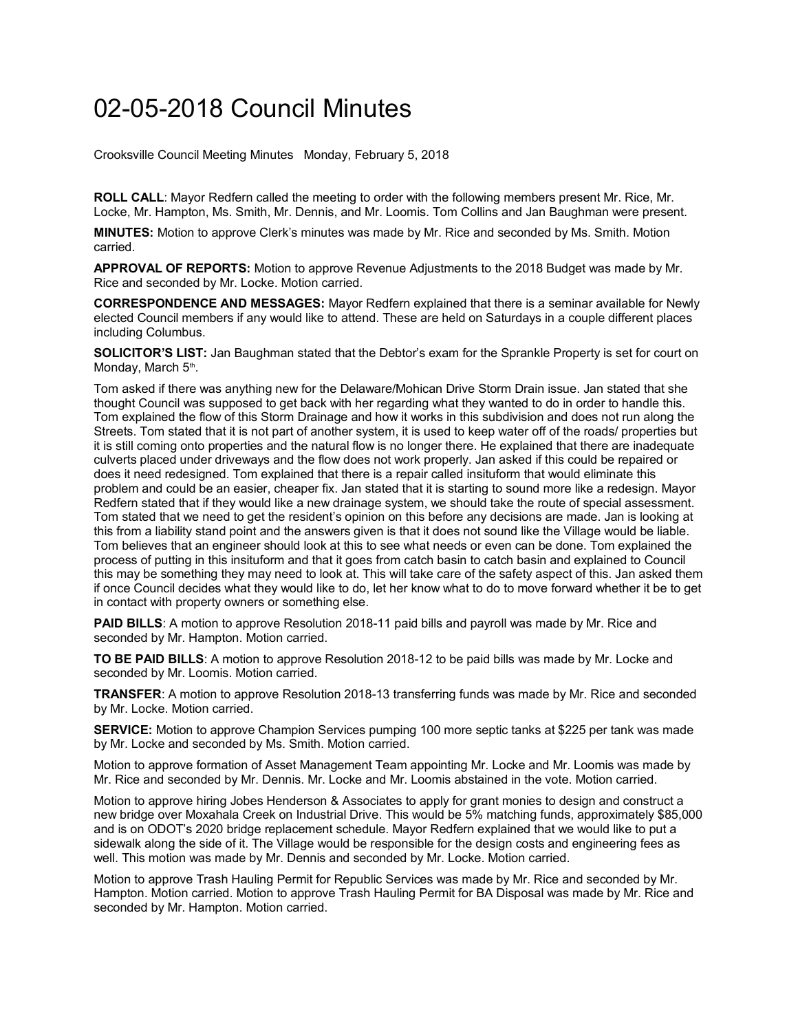# 02-05-2018 Council Minutes

Crooksville Council Meeting Minutes Monday, February 5, 2018

**ROLL CALL**: Mayor Redfern called the meeting to order with the following members present Mr. Rice, Mr. Locke, Mr. Hampton, Ms. Smith, Mr. Dennis, and Mr. Loomis. Tom Collins and Jan Baughman were present.

**MINUTES:** Motion to approve Clerk's minutes was made by Mr. Rice and seconded by Ms. Smith. Motion carried.

**APPROVAL OF REPORTS:** Motion to approve Revenue Adjustments to the 2018 Budget was made by Mr. Rice and seconded by Mr. Locke. Motion carried.

**CORRESPONDENCE AND MESSAGES:** Mayor Redfern explained that there is a seminar available for Newly elected Council members if any would like to attend. These are held on Saturdays in a couple different places including Columbus.

**SOLICITOR'S LIST:** Jan Baughman stated that the Debtor's exam for the Sprankle Property is set for court on Monday, March 5th.

Tom asked if there was anything new for the Delaware/Mohican Drive Storm Drain issue. Jan stated that she thought Council was supposed to get back with her regarding what they wanted to do in order to handle this. Tom explained the flow of this Storm Drainage and how it works in this subdivision and does not run along the Streets. Tom stated that it is not part of another system, it is used to keep water off of the roads/ properties but it is still coming onto properties and the natural flow is no longer there. He explained that there are inadequate culverts placed under driveways and the flow does not work properly. Jan asked if this could be repaired or does it need redesigned. Tom explained that there is a repair called insituform that would eliminate this problem and could be an easier, cheaper fix. Jan stated that it is starting to sound more like a redesign. Mayor Redfern stated that if they would like a new drainage system, we should take the route of special assessment. Tom stated that we need to get the resident's opinion on this before any decisions are made. Jan is looking at this from a liability stand point and the answers given is that it does not sound like the Village would be liable. Tom believes that an engineer should look at this to see what needs or even can be done. Tom explained the process of putting in this insituform and that it goes from catch basin to catch basin and explained to Council this may be something they may need to look at. This will take care of the safety aspect of this. Jan asked them if once Council decides what they would like to do, let her know what to do to move forward whether it be to get in contact with property owners or something else.

**PAID BILLS**: A motion to approve Resolution 2018-11 paid bills and payroll was made by Mr. Rice and seconded by Mr. Hampton. Motion carried.

**TO BE PAID BILLS**: A motion to approve Resolution 2018-12 to be paid bills was made by Mr. Locke and seconded by Mr. Loomis. Motion carried.

**TRANSFER**: A motion to approve Resolution 2018-13 transferring funds was made by Mr. Rice and seconded by Mr. Locke. Motion carried.

**SERVICE:** Motion to approve Champion Services pumping 100 more septic tanks at $225 per tank was made by Mr. Locke and seconded by Ms. Smith. Motion carried.

Motion to approve formation of Asset Management Team appointing Mr. Locke and Mr. Loomis was made by Mr. Rice and seconded by Mr. Dennis. Mr. Locke and Mr. Loomis abstained in the vote. Motion carried.

Motion to approve hiring Jobes Henderson & Associates to apply for grant monies to design and construct a new bridge over Moxahala Creek on Industrial Drive. This would be 5% matching funds, approximately $85,000 and is on ODOT's 2020 bridge replacement schedule. Mayor Redfern explained that we would like to put a sidewalk along the side of it. The Village would be responsible for the design costs and engineering fees as well. This motion was made by Mr. Dennis and seconded by Mr. Locke. Motion carried.

Motion to approve Trash Hauling Permit for Republic Services was made by Mr. Rice and seconded by Mr. Hampton. Motion carried. Motion to approve Trash Hauling Permit for BA Disposal was made by Mr. Rice and seconded by Mr. Hampton. Motion carried.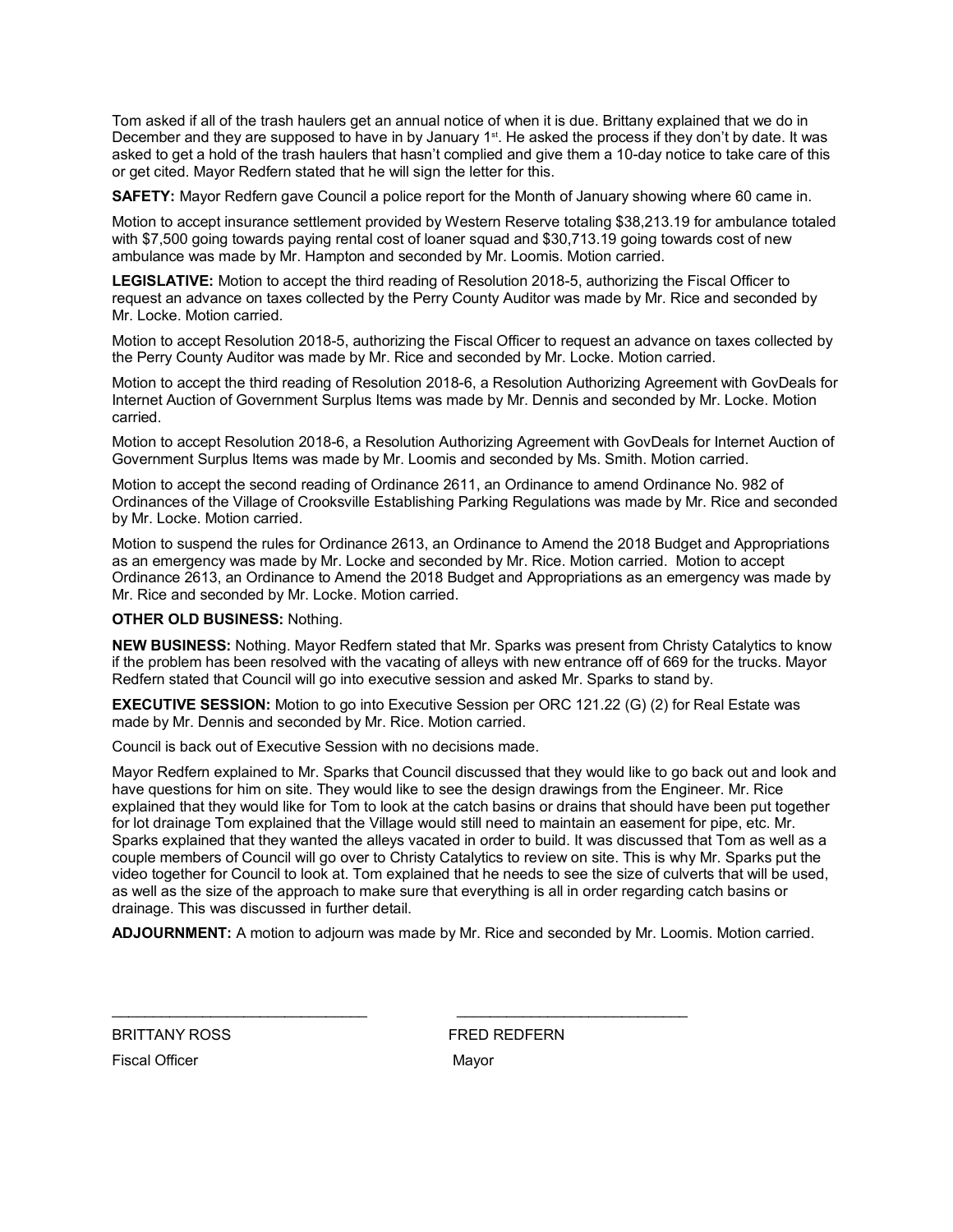Tom asked if all of the trash haulers get an annual notice of when it is due. Brittany explained that we do in December and they are supposed to have in by January 1st. He asked the process if they don't by date. It was asked to get a hold of the trash haulers that hasn't complied and give them a 10-day notice to take care of this or get cited. Mayor Redfern stated that he will sign the letter for this.

**SAFETY:** Mayor Redfern gave Council a police report for the Month of January showing where 60 came in.

Motion to accept insurance settlement provided by Western Reserve totaling $38,213.19 for ambulance totaled with $7,500 going towards paying rental cost of loaner squad and $30,713.19 going towards cost of new ambulance was made by Mr. Hampton and seconded by Mr. Loomis. Motion carried.

**LEGISLATIVE:** Motion to accept the third reading of Resolution 2018-5, authorizing the Fiscal Officer to request an advance on taxes collected by the Perry County Auditor was made by Mr. Rice and seconded by Mr. Locke. Motion carried.

Motion to accept Resolution 2018-5, authorizing the Fiscal Officer to request an advance on taxes collected by the Perry County Auditor was made by Mr. Rice and seconded by Mr. Locke. Motion carried.

Motion to accept the third reading of Resolution 2018-6, a Resolution Authorizing Agreement with GovDeals for Internet Auction of Government Surplus Items was made by Mr. Dennis and seconded by Mr. Locke. Motion carried.

Motion to accept Resolution 2018-6, a Resolution Authorizing Agreement with GovDeals for Internet Auction of Government Surplus Items was made by Mr. Loomis and seconded by Ms. Smith. Motion carried.

Motion to accept the second reading of Ordinance 2611, an Ordinance to amend Ordinance No. 982 of Ordinances of the Village of Crooksville Establishing Parking Regulations was made by Mr. Rice and seconded by Mr. Locke. Motion carried.

Motion to suspend the rules for Ordinance 2613, an Ordinance to Amend the 2018 Budget and Appropriations as an emergency was made by Mr. Locke and seconded by Mr. Rice. Motion carried. Motion to accept Ordinance 2613, an Ordinance to Amend the 2018 Budget and Appropriations as an emergency was made by Mr. Rice and seconded by Mr. Locke. Motion carried.

**OTHER OLD BUSINESS:** Nothing.

**NEW BUSINESS:** Nothing. Mayor Redfern stated that Mr. Sparks was present from Christy Catalytics to know if the problem has been resolved with the vacating of alleys with new entrance off of 669 for the trucks. Mayor Redfern stated that Council will go into executive session and asked Mr. Sparks to stand by.

**EXECUTIVE SESSION:** Motion to go into Executive Session per ORC 121.22 (G) (2) for Real Estate was made by Mr. Dennis and seconded by Mr. Rice. Motion carried.

Council is back out of Executive Session with no decisions made.

Mayor Redfern explained to Mr. Sparks that Council discussed that they would like to go back out and look and have questions for him on site. They would like to see the design drawings from the Engineer. Mr. Rice explained that they would like for Tom to look at the catch basins or drains that should have been put together for lot drainage Tom explained that the Village would still need to maintain an easement for pipe, etc. Mr. Sparks explained that they wanted the alleys vacated in order to build. It was discussed that Tom as well as a couple members of Council will go over to Christy Catalytics to review on site. This is why Mr. Sparks put the video together for Council to look at. Tom explained that he needs to see the size of culverts that will be used, as well as the size of the approach to make sure that everything is all in order regarding catch basins or drainage. This was discussed in further detail.

**ADJOURNMENT:** A motion to adjourn was made by Mr. Rice and seconded by Mr. Loomis. Motion carried.

\_\_\_\_\_\_\_\_\_\_\_\_\_\_\_\_\_\_\_\_\_\_\_\_\_\_\_\_\_\_ \_\_\_\_\_\_\_\_\_\_\_\_\_\_\_\_\_\_\_\_\_\_\_\_\_\_\_\_\_\_

BRITTANY ROSS FRED REDFERN

Fiscal Officer Mayor